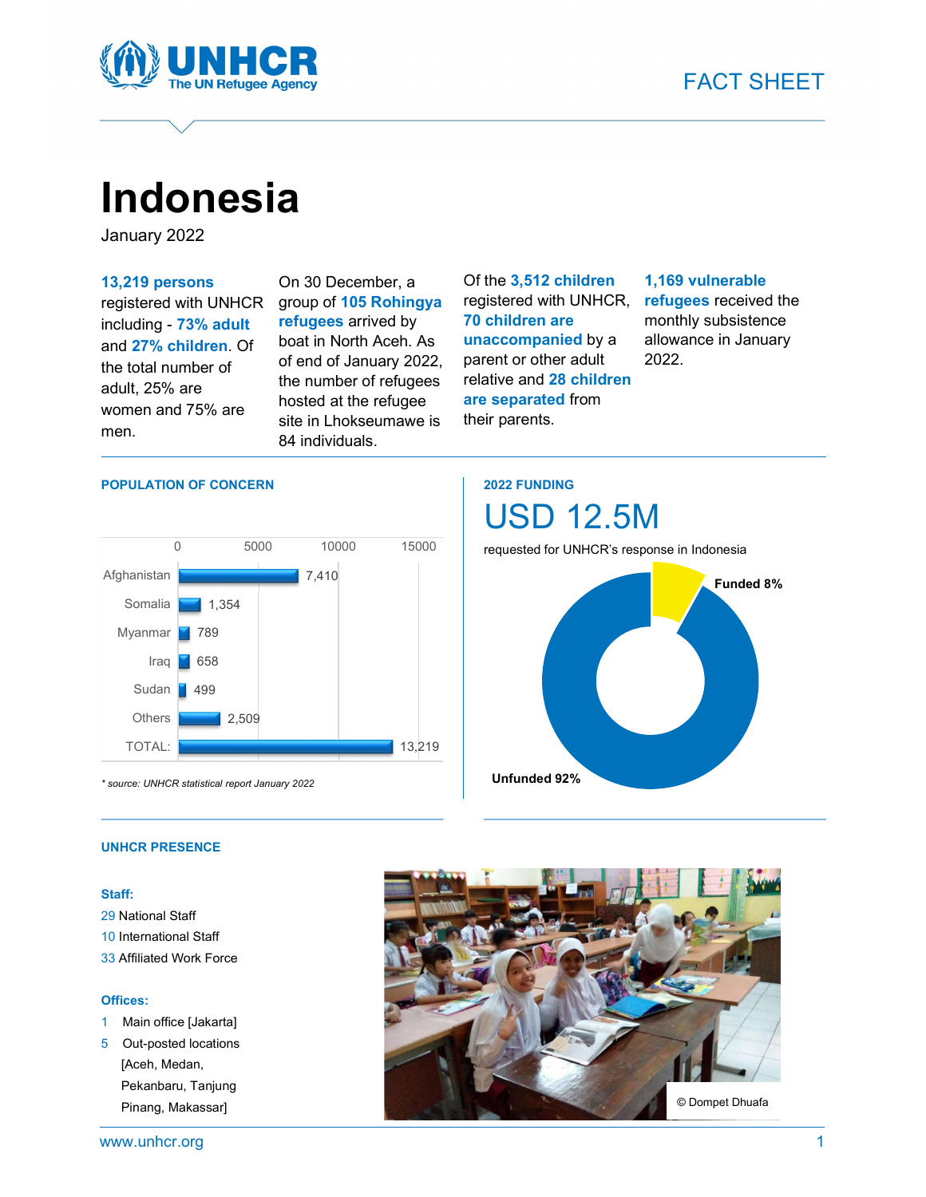FACT SHEET

# Indonesia

January 2022

**13,219 persons** registered with UNHCR including - **73% adult** and **27% children**. Of the total number of adult, 25% are women and 75% are men.

On 30 December, a group of **105 Rohingya refugees** arrived by boat in North Aceh. As of end of January 2022, the number of refugees hosted at the refugee site in Lhokseumawe is 84 individuals.

Of the **3,512 children** registered with UNHCR, **70 children are unaccompanied** by a parent or other adult relative and **28 children are separated** from their parents.

**1,169 vulnerable refugees** received the monthly subsistence allowance in January 2022.

## POPULATION OF CONCERN

| Country | Persons |
| --- | --- |
| Afghanistan | 7,410 |
| Somalia | 1,354 |
| Myanmar | 789 |
| Iraq | 658 |
| Sudan | 499 |
| Others | 2,509 |
| TOTAL: | 13,219 |

*\* source: UNHCR statistical report January 2022*

## 2022 FUNDING

# USD 12.5M

requested for UNHCR's response in Indonesia

- Funded 8%
- Unfunded 92%

## UNHCR PRESENCE

**Staff:**

29 National Staff
10 International Staff
33 Affiliated Work Force

**Offices:**

1 Main office [Jakarta]
5 Out-posted locations [Aceh, Medan, Pekanbaru, Tanjung Pinang, Makassar]

© Dompet Dhuafa

www.unhcr.org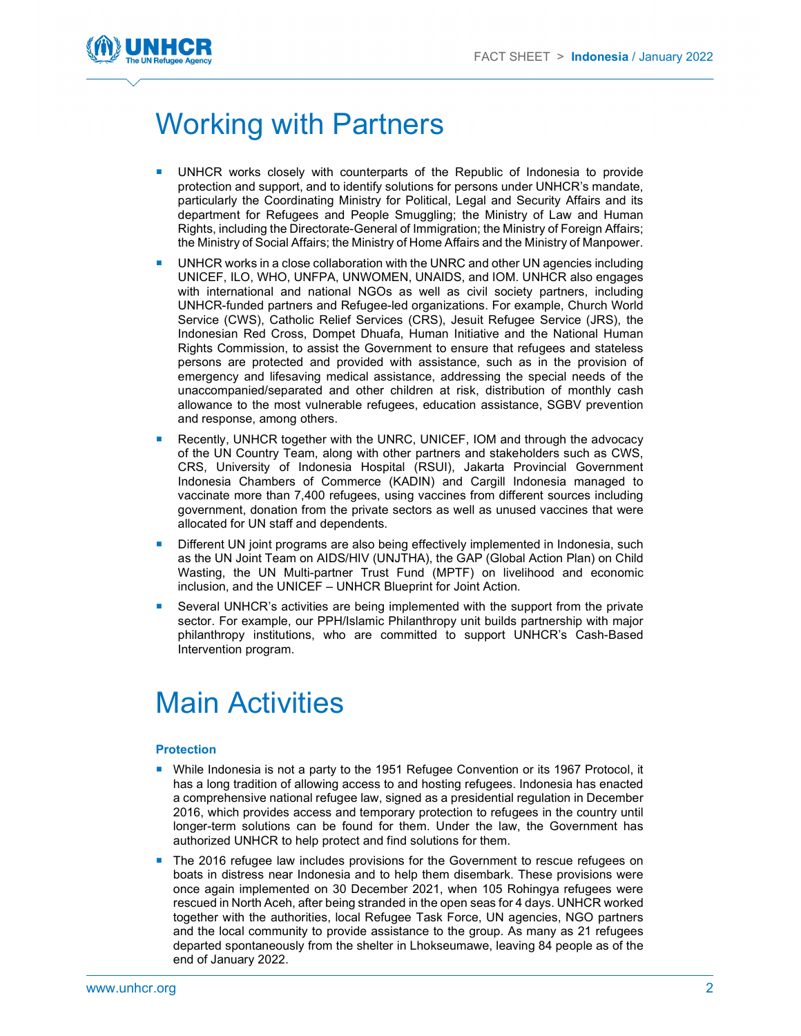# Working with Partners

- UNHCR works closely with counterparts of the Republic of Indonesia to provide protection and support, and to identify solutions for persons under UNHCR's mandate, particularly the Coordinating Ministry for Political, Legal and Security Affairs and its department for Refugees and People Smuggling; the Ministry of Law and Human Rights, including the Directorate-General of Immigration; the Ministry of Foreign Affairs; the Ministry of Social Affairs; the Ministry of Home Affairs and the Ministry of Manpower.
- UNHCR works in a close collaboration with the UNRC and other UN agencies including UNICEF, ILO, WHO, UNFPA, UNWOMEN, UNAIDS, and IOM. UNHCR also engages with international and national NGOs as well as civil society partners, including UNHCR-funded partners and Refugee-led organizations. For example, Church World Service (CWS), Catholic Relief Services (CRS), Jesuit Refugee Service (JRS), the Indonesian Red Cross, Dompet Dhuafa, Human Initiative and the National Human Rights Commission, to assist the Government to ensure that refugees and stateless persons are protected and provided with assistance, such as in the provision of emergency and lifesaving medical assistance, addressing the special needs of the unaccompanied/separated and other children at risk, distribution of monthly cash allowance to the most vulnerable refugees, education assistance, SGBV prevention and response, among others.
- Recently, UNHCR together with the UNRC, UNICEF, IOM and through the advocacy of the UN Country Team, along with other partners and stakeholders such as CWS, CRS, University of Indonesia Hospital (RSUI), Jakarta Provincial Government Indonesia Chambers of Commerce (KADIN) and Cargill Indonesia managed to vaccinate more than 7,400 refugees, using vaccines from different sources including government, donation from the private sectors as well as unused vaccines that were allocated for UN staff and dependents.
- Different UN joint programs are also being effectively implemented in Indonesia, such as the UN Joint Team on AIDS/HIV (UNJTHA), the GAP (Global Action Plan) on Child Wasting, the UN Multi-partner Trust Fund (MPTF) on livelihood and economic inclusion, and the UNICEF – UNHCR Blueprint for Joint Action.
- Several UNHCR's activities are being implemented with the support from the private sector. For example, our PPH/Islamic Philanthropy unit builds partnership with major philanthropy institutions, who are committed to support UNHCR's Cash-Based Intervention program.

# Main Activities

### Protection

- While Indonesia is not a party to the 1951 Refugee Convention or its 1967 Protocol, it has a long tradition of allowing access to and hosting refugees. Indonesia has enacted a comprehensive national refugee law, signed as a presidential regulation in December 2016, which provides access and temporary protection to refugees in the country until longer-term solutions can be found for them. Under the law, the Government has authorized UNHCR to help protect and find solutions for them.
- The 2016 refugee law includes provisions for the Government to rescue refugees on boats in distress near Indonesia and to help them disembark. These provisions were once again implemented on 30 December 2021, when 105 Rohingya refugees were rescued in North Aceh, after being stranded in the open seas for 4 days. UNHCR worked together with the authorities, local Refugee Task Force, UN agencies, NGO partners and the local community to provide assistance to the group. As many as 21 refugees departed spontaneously from the shelter in Lhokseumawe, leaving 84 people as of the end of January 2022.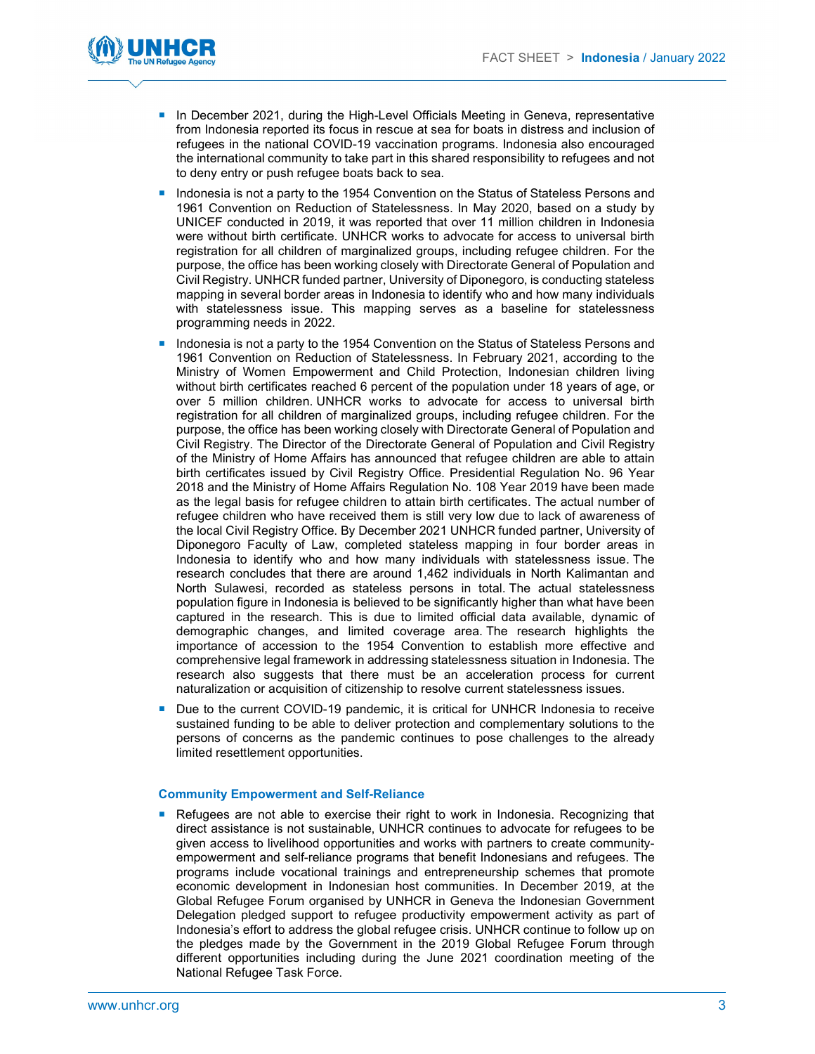- In December 2021, during the High-Level Officials Meeting in Geneva, representative from Indonesia reported its focus in rescue at sea for boats in distress and inclusion of refugees in the national COVID-19 vaccination programs. Indonesia also encouraged the international community to take part in this shared responsibility to refugees and not to deny entry or push refugee boats back to sea.
- Indonesia is not a party to the 1954 Convention on the Status of Stateless Persons and 1961 Convention on Reduction of Statelessness. In May 2020, based on a study by UNICEF conducted in 2019, it was reported that over 11 million children in Indonesia were without birth certificate. UNHCR works to advocate for access to universal birth registration for all children of marginalized groups, including refugee children. For the purpose, the office has been working closely with Directorate General of Population and Civil Registry. UNHCR funded partner, University of Diponegoro, is conducting stateless mapping in several border areas in Indonesia to identify who and how many individuals with statelessness issue. This mapping serves as a baseline for statelessness programming needs in 2022.
- Indonesia is not a party to the 1954 Convention on the Status of Stateless Persons and 1961 Convention on Reduction of Statelessness. In February 2021, according to the Ministry of Women Empowerment and Child Protection, Indonesian children living without birth certificates reached 6 percent of the population under 18 years of age, or over 5 million children. UNHCR works to advocate for access to universal birth registration for all children of marginalized groups, including refugee children. For the purpose, the office has been working closely with Directorate General of Population and Civil Registry. The Director of the Directorate General of Population and Civil Registry of the Ministry of Home Affairs has announced that refugee children are able to attain birth certificates issued by Civil Registry Office. Presidential Regulation No. 96 Year 2018 and the Ministry of Home Affairs Regulation No. 108 Year 2019 have been made as the legal basis for refugee children to attain birth certificates. The actual number of refugee children who have received them is still very low due to lack of awareness of the local Civil Registry Office. By December 2021 UNHCR funded partner, University of Diponegoro Faculty of Law, completed stateless mapping in four border areas in Indonesia to identify who and how many individuals with statelessness issue. The research concludes that there are around 1,462 individuals in North Kalimantan and North Sulawesi, recorded as stateless persons in total. The actual statelessness population figure in Indonesia is believed to be significantly higher than what have been captured in the research. This is due to limited official data available, dynamic of demographic changes, and limited coverage area. The research highlights the importance of accession to the 1954 Convention to establish more effective and comprehensive legal framework in addressing statelessness situation in Indonesia. The research also suggests that there must be an acceleration process for current naturalization or acquisition of citizenship to resolve current statelessness issues.
- Due to the current COVID-19 pandemic, it is critical for UNHCR Indonesia to receive sustained funding to be able to deliver protection and complementary solutions to the persons of concerns as the pandemic continues to pose challenges to the already limited resettlement opportunities.

### Community Empowerment and Self-Reliance

- Refugees are not able to exercise their right to work in Indonesia. Recognizing that direct assistance is not sustainable, UNHCR continues to advocate for refugees to be given access to livelihood opportunities and works with partners to create community-empowerment and self-reliance programs that benefit Indonesians and refugees. The programs include vocational trainings and entrepreneurship schemes that promote economic development in Indonesian host communities. In December 2019, at the Global Refugee Forum organised by UNHCR in Geneva the Indonesian Government Delegation pledged support to refugee productivity empowerment activity as part of Indonesia's effort to address the global refugee crisis. UNHCR continue to follow up on the pledges made by the Government in the 2019 Global Refugee Forum through different opportunities including during the June 2021 coordination meeting of the National Refugee Task Force.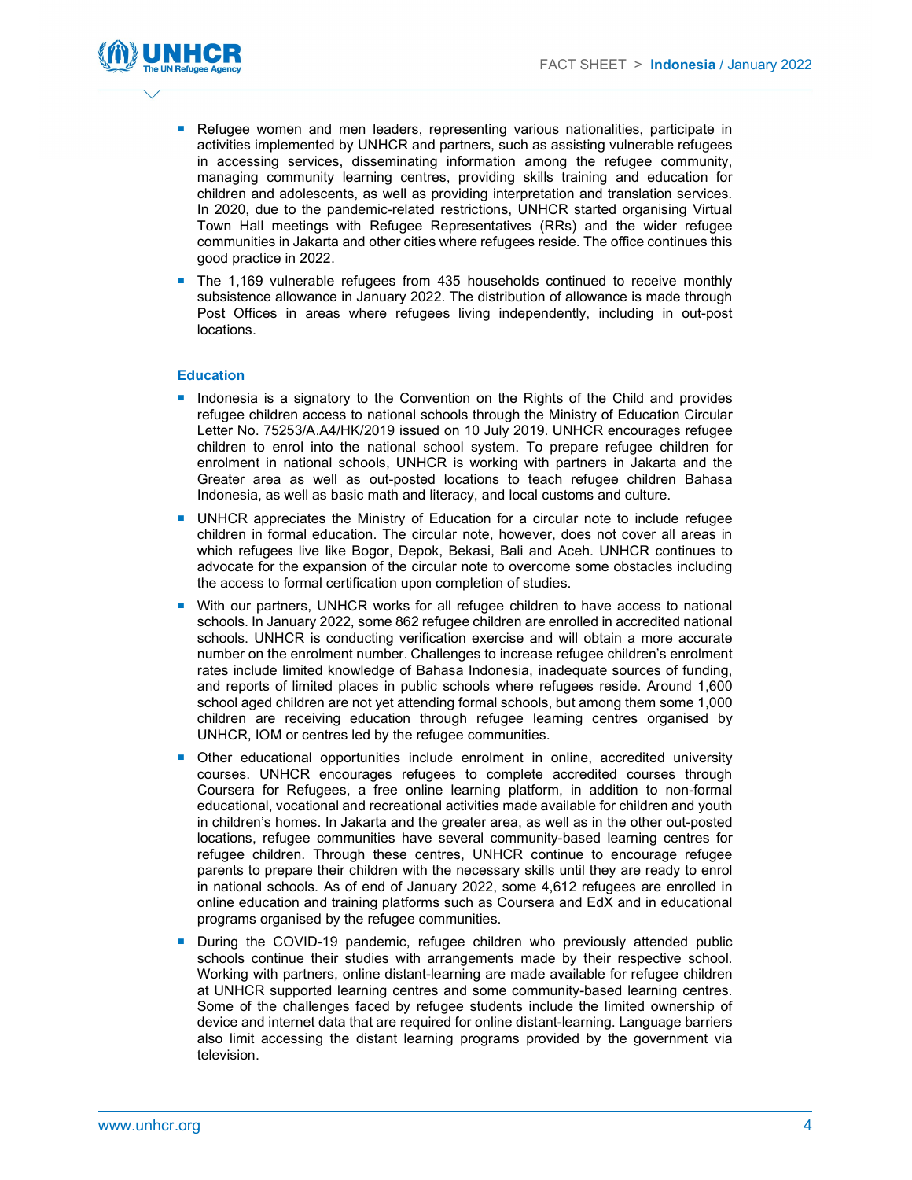- Refugee women and men leaders, representing various nationalities, participate in activities implemented by UNHCR and partners, such as assisting vulnerable refugees in accessing services, disseminating information among the refugee community, managing community learning centres, providing skills training and education for children and adolescents, as well as providing interpretation and translation services. In 2020, due to the pandemic-related restrictions, UNHCR started organising Virtual Town Hall meetings with Refugee Representatives (RRs) and the wider refugee communities in Jakarta and other cities where refugees reside. The office continues this good practice in 2022.
- The 1,169 vulnerable refugees from 435 households continued to receive monthly subsistence allowance in January 2022. The distribution of allowance is made through Post Offices in areas where refugees living independently, including in out-post locations.

### Education

- Indonesia is a signatory to the Convention on the Rights of the Child and provides refugee children access to national schools through the Ministry of Education Circular Letter No. 75253/A.A4/HK/2019 issued on 10 July 2019. UNHCR encourages refugee children to enrol into the national school system. To prepare refugee children for enrolment in national schools, UNHCR is working with partners in Jakarta and the Greater area as well as out-posted locations to teach refugee children Bahasa Indonesia, as well as basic math and literacy, and local customs and culture.
- UNHCR appreciates the Ministry of Education for a circular note to include refugee children in formal education. The circular note, however, does not cover all areas in which refugees live like Bogor, Depok, Bekasi, Bali and Aceh. UNHCR continues to advocate for the expansion of the circular note to overcome some obstacles including the access to formal certification upon completion of studies.
- With our partners, UNHCR works for all refugee children to have access to national schools. In January 2022, some 862 refugee children are enrolled in accredited national schools. UNHCR is conducting verification exercise and will obtain a more accurate number on the enrolment number. Challenges to increase refugee children's enrolment rates include limited knowledge of Bahasa Indonesia, inadequate sources of funding, and reports of limited places in public schools where refugees reside. Around 1,600 school aged children are not yet attending formal schools, but among them some 1,000 children are receiving education through refugee learning centres organised by UNHCR, IOM or centres led by the refugee communities.
- Other educational opportunities include enrolment in online, accredited university courses. UNHCR encourages refugees to complete accredited courses through Coursera for Refugees, a free online learning platform, in addition to non-formal educational, vocational and recreational activities made available for children and youth in children's homes. In Jakarta and the greater area, as well as in the other out-posted locations, refugee communities have several community-based learning centres for refugee children. Through these centres, UNHCR continue to encourage refugee parents to prepare their children with the necessary skills until they are ready to enrol in national schools. As of end of January 2022, some 4,612 refugees are enrolled in online education and training platforms such as Coursera and EdX and in educational programs organised by the refugee communities.
- During the COVID-19 pandemic, refugee children who previously attended public schools continue their studies with arrangements made by their respective school. Working with partners, online distant-learning are made available for refugee children at UNHCR supported learning centres and some community-based learning centres. Some of the challenges faced by refugee students include the limited ownership of device and internet data that are required for online distant-learning. Language barriers also limit accessing the distant learning programs provided by the government via television.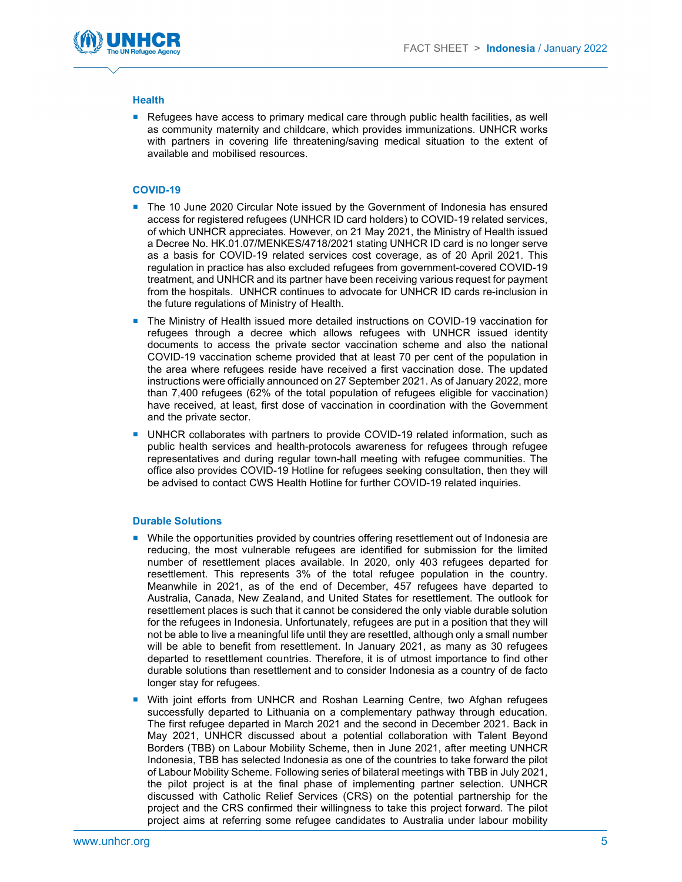### Health

- Refugees have access to primary medical care through public health facilities, as well as community maternity and childcare, which provides immunizations. UNHCR works with partners in covering life threatening/saving medical situation to the extent of available and mobilised resources.

### COVID-19

- The 10 June 2020 Circular Note issued by the Government of Indonesia has ensured access for registered refugees (UNHCR ID card holders) to COVID-19 related services, of which UNHCR appreciates. However, on 21 May 2021, the Ministry of Health issued a Decree No. HK.01.07/MENKES/4718/2021 stating UNHCR ID card is no longer serve as a basis for COVID-19 related services cost coverage, as of 20 April 2021. This regulation in practice has also excluded refugees from government-covered COVID-19 treatment, and UNHCR and its partner have been receiving various request for payment from the hospitals. UNHCR continues to advocate for UNHCR ID cards re-inclusion in the future regulations of Ministry of Health.
- The Ministry of Health issued more detailed instructions on COVID-19 vaccination for refugees through a decree which allows refugees with UNHCR issued identity documents to access the private sector vaccination scheme and also the national COVID-19 vaccination scheme provided that at least 70 per cent of the population in the area where refugees reside have received a first vaccination dose. The updated instructions were officially announced on 27 September 2021. As of January 2022, more than 7,400 refugees (62% of the total population of refugees eligible for vaccination) have received, at least, first dose of vaccination in coordination with the Government and the private sector.
- UNHCR collaborates with partners to provide COVID-19 related information, such as public health services and health-protocols awareness for refugees through refugee representatives and during regular town-hall meeting with refugee communities. The office also provides COVID-19 Hotline for refugees seeking consultation, then they will be advised to contact CWS Health Hotline for further COVID-19 related inquiries.

### Durable Solutions

- While the opportunities provided by countries offering resettlement out of Indonesia are reducing, the most vulnerable refugees are identified for submission for the limited number of resettlement places available. In 2020, only 403 refugees departed for resettlement. This represents 3% of the total refugee population in the country. Meanwhile in 2021, as of the end of December, 457 refugees have departed to Australia, Canada, New Zealand, and United States for resettlement. The outlook for resettlement places is such that it cannot be considered the only viable durable solution for the refugees in Indonesia. Unfortunately, refugees are put in a position that they will not be able to live a meaningful life until they are resettled, although only a small number will be able to benefit from resettlement. In January 2021, as many as 30 refugees departed to resettlement countries. Therefore, it is of utmost importance to find other durable solutions than resettlement and to consider Indonesia as a country of de facto longer stay for refugees.
- With joint efforts from UNHCR and Roshan Learning Centre, two Afghan refugees successfully departed to Lithuania on a complementary pathway through education. The first refugee departed in March 2021 and the second in December 2021. Back in May 2021, UNHCR discussed about a potential collaboration with Talent Beyond Borders (TBB) on Labour Mobility Scheme, then in June 2021, after meeting UNHCR Indonesia, TBB has selected Indonesia as one of the countries to take forward the pilot of Labour Mobility Scheme. Following series of bilateral meetings with TBB in July 2021, the pilot project is at the final phase of implementing partner selection. UNHCR discussed with Catholic Relief Services (CRS) on the potential partnership for the project and the CRS confirmed their willingness to take this project forward. The pilot project aims at referring some refugee candidates to Australia under labour mobility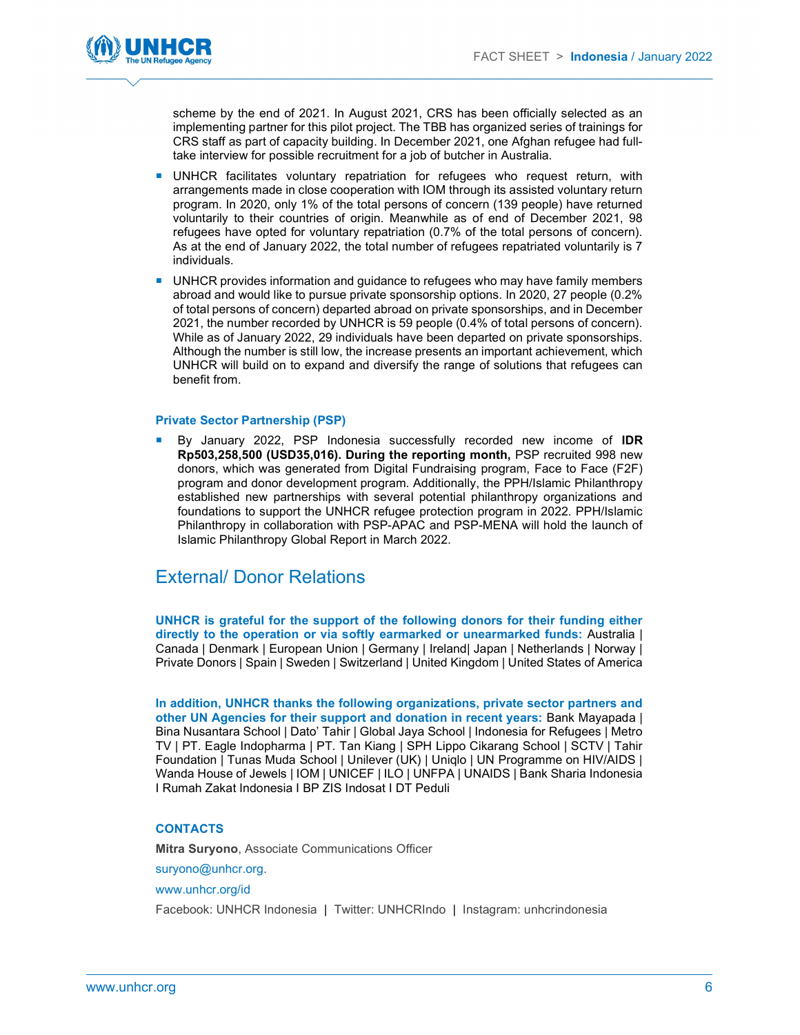scheme by the end of 2021. In August 2021, CRS has been officially selected as an implementing partner for this pilot project. The TBB has organized series of trainings for CRS staff as part of capacity building. In December 2021, one Afghan refugee had full-take interview for possible recruitment for a job of butcher in Australia.

- UNHCR facilitates voluntary repatriation for refugees who request return, with arrangements made in close cooperation with IOM through its assisted voluntary return program. In 2020, only 1% of the total persons of concern (139 people) have returned voluntarily to their countries of origin. Meanwhile as of end of December 2021, 98 refugees have opted for voluntary repatriation (0.7% of the total persons of concern). As at the end of January 2022, the total number of refugees repatriated voluntarily is 7 individuals.
- UNHCR provides information and guidance to refugees who may have family members abroad and would like to pursue private sponsorship options. In 2020, 27 people (0.2% of total persons of concern) departed abroad on private sponsorships, and in December 2021, the number recorded by UNHCR is 59 people (0.4% of total persons of concern). While as of January 2022, 29 individuals have been departed on private sponsorships. Although the number is still low, the increase presents an important achievement, which UNHCR will build on to expand and diversify the range of solutions that refugees can benefit from.

### Private Sector Partnership (PSP)

- By January 2022, PSP Indonesia successfully recorded new income of **IDR Rp503,258,500 (USD35,016). During the reporting month,** PSP recruited 998 new donors, which was generated from Digital Fundraising program, Face to Face (F2F) program and donor development program. Additionally, the PPH/Islamic Philanthropy established new partnerships with several potential philanthropy organizations and foundations to support the UNHCR refugee protection program in 2022. PPH/Islamic Philanthropy in collaboration with PSP-APAC and PSP-MENA will hold the launch of Islamic Philanthropy Global Report in March 2022.

## External/ Donor Relations

**UNHCR is grateful for the support of the following donors for their funding either directly to the operation or via softly earmarked or unearmarked funds:** Australia | Canada | Denmark | European Union | Germany | Ireland| Japan | Netherlands | Norway | Private Donors | Spain | Sweden | Switzerland | United Kingdom | United States of America

**In addition, UNHCR thanks the following organizations, private sector partners and other UN Agencies for their support and donation in recent years:** Bank Mayapada | Bina Nusantara School | Dato' Tahir | Global Jaya School | Indonesia for Refugees | Metro TV | PT. Eagle Indopharma | PT. Tan Kiang | SPH Lippo Cikarang School | SCTV | Tahir Foundation | Tunas Muda School | Unilever (UK) | Uniqlo | UN Programme on HIV/AIDS | Wanda House of Jewels | IOM | UNICEF | ILO | UNFPA | UNAIDS | Bank Sharia Indonesia I Rumah Zakat Indonesia I BP ZIS Indosat I DT Peduli

### CONTACTS

**Mitra Suryono**, Associate Communications Officer

suryono@unhcr.org.

www.unhcr.org/id

Facebook: UNHCR Indonesia | Twitter: UNHCRIndo | Instagram: unhcrindonesia